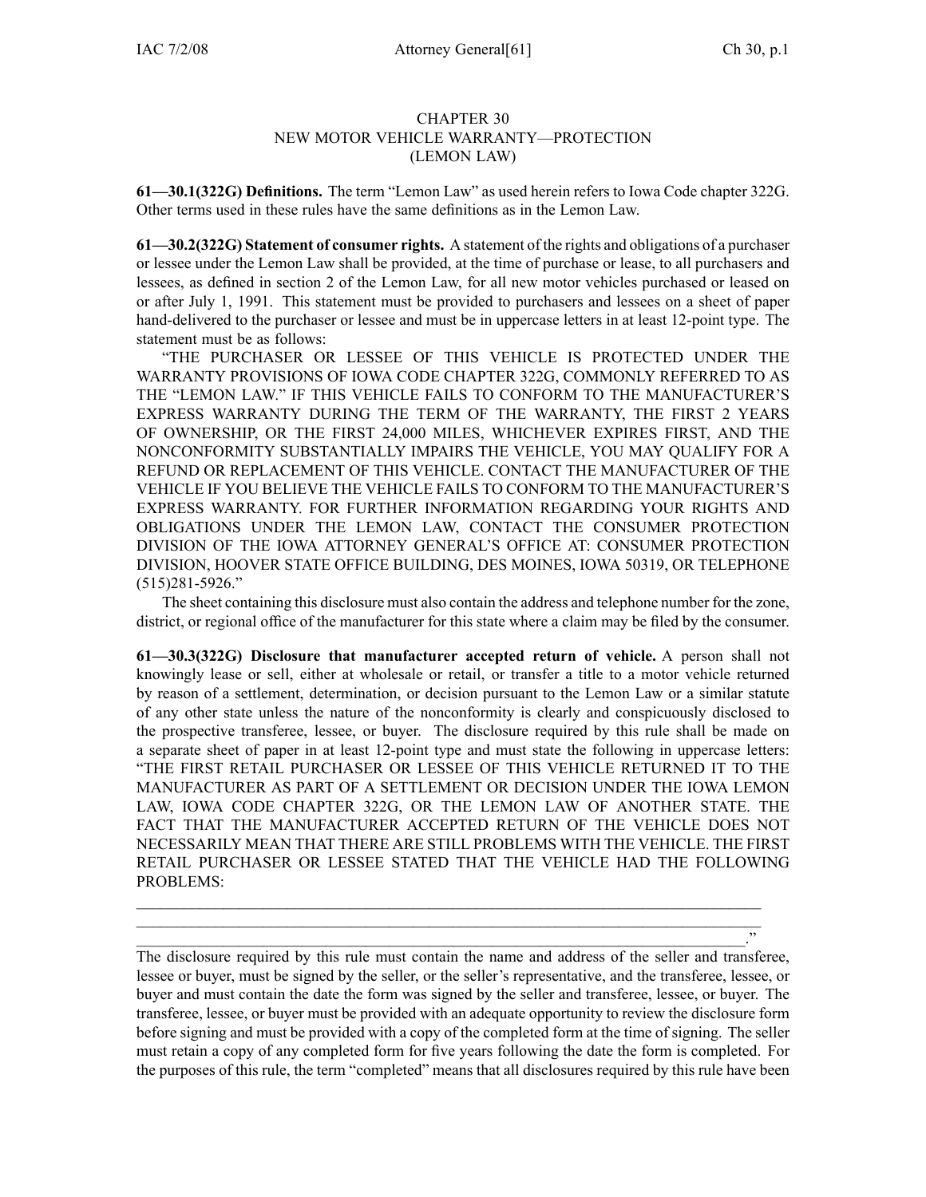# CHAPTER 30
## NEW MOTOR VEHICLE WARRANTY—PROTECTION (LEMON LAW)

**61—30.1(322G) Definitions.** The term "Lemon Law" as used herein refers to Iowa Code chapter 322G. Other terms used in these rules have the same definitions as in the Lemon Law.

**61—30.2(322G) Statement of consumer rights.** A statement of the rights and obligations of a purchaser or lessee under the Lemon Law shall be provided, at the time of purchase or lease, to all purchasers and lessees, as defined in section 2 of the Lemon Law, for all new motor vehicles purchased or leased on or after July 1, 1991. This statement must be provided to purchasers and lessees on a sheet of paper hand-delivered to the purchaser or lessee and must be in uppercase letters in at least 12-point type. The statement must be as follows:

"THE PURCHASER OR LESSEE OF THIS VEHICLE IS PROTECTED UNDER THE WARRANTY PROVISIONS OF IOWA CODE CHAPTER 322G, COMMONLY REFERRED TO AS THE "LEMON LAW." IF THIS VEHICLE FAILS TO CONFORM TO THE MANUFACTURER'S EXPRESS WARRANTY DURING THE TERM OF THE WARRANTY, THE FIRST 2 YEARS OF OWNERSHIP, OR THE FIRST 24,000 MILES, WHICHEVER EXPIRES FIRST, AND THE NONCONFORMITY SUBSTANTIALLY IMPAIRS THE VEHICLE, YOU MAY QUALIFY FOR A REFUND OR REPLACEMENT OF THIS VEHICLE. CONTACT THE MANUFACTURER OF THE VEHICLE IF YOU BELIEVE THE VEHICLE FAILS TO CONFORM TO THE MANUFACTURER'S EXPRESS WARRANTY. FOR FURTHER INFORMATION REGARDING YOUR RIGHTS AND OBLIGATIONS UNDER THE LEMON LAW, CONTACT THE CONSUMER PROTECTION DIVISION OF THE IOWA ATTORNEY GENERAL'S OFFICE AT: CONSUMER PROTECTION DIVISION, HOOVER STATE OFFICE BUILDING, DES MOINES, IOWA 50319, OR TELEPHONE (515)281-5926."

The sheet containing this disclosure must also contain the address and telephone number for the zone, district, or regional office of the manufacturer for this state where a claim may be filed by the consumer.

**61—30.3(322G) Disclosure that manufacturer accepted return of vehicle.** A person shall not knowingly lease or sell, either at wholesale or retail, or transfer a title to a motor vehicle returned by reason of a settlement, determination, or decision pursuant to the Lemon Law or a similar statute of any other state unless the nature of the nonconformity is clearly and conspicuously disclosed to the prospective transferee, lessee, or buyer. The disclosure required by this rule shall be made on a separate sheet of paper in at least 12-point type and must state the following in uppercase letters: "THE FIRST RETAIL PURCHASER OR LESSEE OF THIS VEHICLE RETURNED IT TO THE MANUFACTURER AS PART OF A SETTLEMENT OR DECISION UNDER THE IOWA LEMON LAW, IOWA CODE CHAPTER 322G, OR THE LEMON LAW OF ANOTHER STATE. THE FACT THAT THE MANUFACTURER ACCEPTED RETURN OF THE VEHICLE DOES NOT NECESSARILY MEAN THAT THERE ARE STILL PROBLEMS WITH THE VEHICLE. THE FIRST RETAIL PURCHASER OR LESSEE STATED THAT THE VEHICLE HAD THE FOLLOWING PROBLEMS:

\_\_\_\_\_\_\_\_\_\_\_\_\_\_\_\_\_\_\_\_\_\_\_\_\_\_\_\_\_\_\_\_\_\_\_\_\_\_\_\_\_\_\_\_\_\_\_\_\_\_\_\_\_\_\_\_\_\_\_\_\_\_\_\_\_\_\_\_\_\_\_\_\_\_\_\_
\_\_\_\_\_\_\_\_\_\_\_\_\_\_\_\_\_\_\_\_\_\_\_\_\_\_\_\_\_\_\_\_\_\_\_\_\_\_\_\_\_\_\_\_\_\_\_\_\_\_\_\_\_\_\_\_\_\_\_\_\_\_\_\_\_\_\_\_\_\_\_\_\_\_\_\_
\_\_\_\_\_\_\_\_\_\_\_\_\_\_\_\_\_\_\_\_\_\_\_\_\_\_\_\_\_\_\_\_\_\_\_\_\_\_\_\_\_\_\_\_\_\_\_\_\_\_\_\_\_\_\_\_\_\_\_\_\_\_\_\_\_\_\_\_\_\_\_\_\_\_\_\_."

The disclosure required by this rule must contain the name and address of the seller and transferee, lessee or buyer, must be signed by the seller, or the seller's representative, and the transferee, lessee, or buyer and must contain the date the form was signed by the seller and transferee, lessee, or buyer. The transferee, lessee, or buyer must be provided with an adequate opportunity to review the disclosure form before signing and must be provided with a copy of the completed form at the time of signing. The seller must retain a copy of any completed form for five years following the date the form is completed. For the purposes of this rule, the term "completed" means that all disclosures required by this rule have been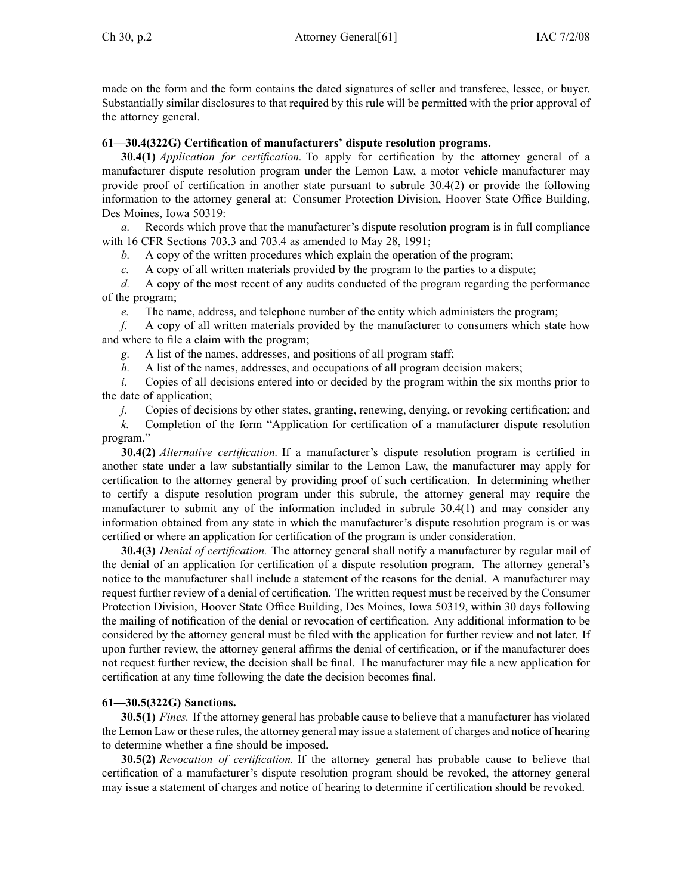made on the form and the form contains the dated signatures of seller and transferee, lessee, or buyer. Substantially similar disclosures to that required by this rule will be permitted with the prior approval of the attorney general.

**61—30.4(322G) Certification of manufacturers' dispute resolution programs.**

**30.4(1)** *Application for certification.* To apply for certification by the attorney general of a manufacturer dispute resolution program under the Lemon Law, a motor vehicle manufacturer may provide proof of certification in another state pursuant to subrule 30.4(2) or provide the following information to the attorney general at: Consumer Protection Division, Hoover State Office Building, Des Moines, Iowa 50319:

*a.* Records which prove that the manufacturer's dispute resolution program is in full compliance with 16 CFR Sections 703.3 and 703.4 as amended to May 28, 1991;

*b.* A copy of the written procedures which explain the operation of the program;

*c.* A copy of all written materials provided by the program to the parties to a dispute;

*d.* A copy of the most recent of any audits conducted of the program regarding the performance of the program;

*e.* The name, address, and telephone number of the entity which administers the program;

*f.* A copy of all written materials provided by the manufacturer to consumers which state how and where to file a claim with the program;

*g.* A list of the names, addresses, and positions of all program staff;

*h.* A list of the names, addresses, and occupations of all program decision makers;

*i.* Copies of all decisions entered into or decided by the program within the six months prior to the date of application;

*j.* Copies of decisions by other states, granting, renewing, denying, or revoking certification; and

*k.* Completion of the form "Application for certification of a manufacturer dispute resolution program."

**30.4(2)** *Alternative certification.* If a manufacturer's dispute resolution program is certified in another state under a law substantially similar to the Lemon Law, the manufacturer may apply for certification to the attorney general by providing proof of such certification. In determining whether to certify a dispute resolution program under this subrule, the attorney general may require the manufacturer to submit any of the information included in subrule 30.4(1) and may consider any information obtained from any state in which the manufacturer's dispute resolution program is or was certified or where an application for certification of the program is under consideration.

**30.4(3)** *Denial of certification.* The attorney general shall notify a manufacturer by regular mail of the denial of an application for certification of a dispute resolution program. The attorney general's notice to the manufacturer shall include a statement of the reasons for the denial. A manufacturer may request further review of a denial of certification. The written request must be received by the Consumer Protection Division, Hoover State Office Building, Des Moines, Iowa 50319, within 30 days following the mailing of notification of the denial or revocation of certification. Any additional information to be considered by the attorney general must be filed with the application for further review and not later. If upon further review, the attorney general affirms the denial of certification, or if the manufacturer does not request further review, the decision shall be final. The manufacturer may file a new application for certification at any time following the date the decision becomes final.

**61—30.5(322G) Sanctions.**

**30.5(1)** *Fines.* If the attorney general has probable cause to believe that a manufacturer has violated the Lemon Law or these rules, the attorney general may issue a statement of charges and notice of hearing to determine whether a fine should be imposed.

**30.5(2)** *Revocation of certification.* If the attorney general has probable cause to believe that certification of a manufacturer's dispute resolution program should be revoked, the attorney general may issue a statement of charges and notice of hearing to determine if certification should be revoked.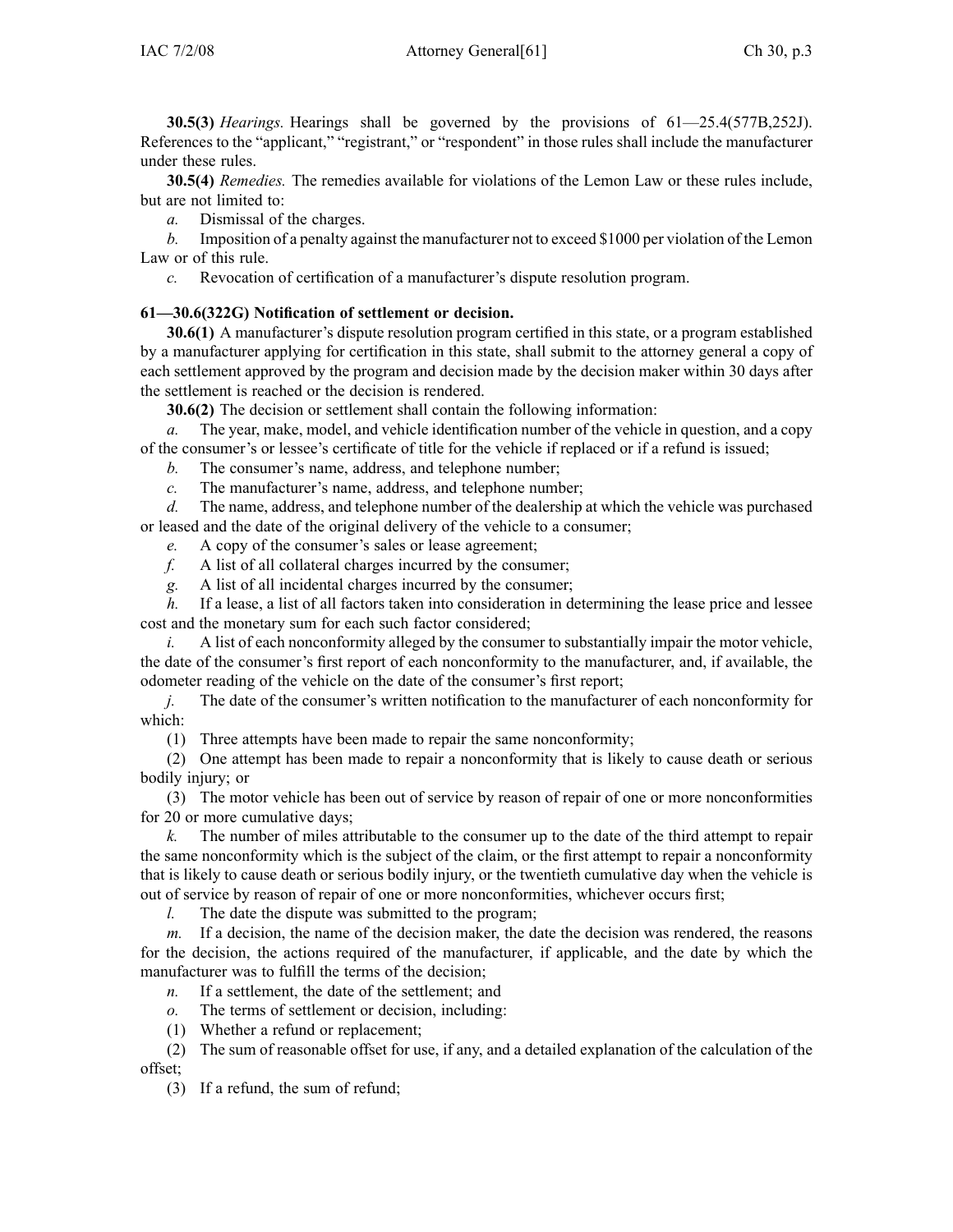**30.5(3)** *Hearings.* Hearings shall be governed by the provisions of 61—25.4(577B,252J). References to the "applicant," "registrant," or "respondent" in those rules shall include the manufacturer under these rules.

**30.5(4)** *Remedies.* The remedies available for violations of the Lemon Law or these rules include, but are not limited to:

*a.* Dismissal of the charges.

*b.* Imposition of a penalty against the manufacturer not to exceed $1000 per violation of the Lemon Law or of this rule.

*c.* Revocation of certification of a manufacturer's dispute resolution program.

**61—30.6(322G) Notification of settlement or decision.**

**30.6(1)** A manufacturer's dispute resolution program certified in this state, or a program established by a manufacturer applying for certification in this state, shall submit to the attorney general a copy of each settlement approved by the program and decision made by the decision maker within 30 days after the settlement is reached or the decision is rendered.

**30.6(2)** The decision or settlement shall contain the following information:

*a.* The year, make, model, and vehicle identification number of the vehicle in question, and a copy of the consumer's or lessee's certificate of title for the vehicle if replaced or if a refund is issued;

*b.* The consumer's name, address, and telephone number;

*c.* The manufacturer's name, address, and telephone number;

*d.* The name, address, and telephone number of the dealership at which the vehicle was purchased or leased and the date of the original delivery of the vehicle to a consumer;

*e.* A copy of the consumer's sales or lease agreement;

*f.* A list of all collateral charges incurred by the consumer;

*g.* A list of all incidental charges incurred by the consumer;

*h.* If a lease, a list of all factors taken into consideration in determining the lease price and lessee cost and the monetary sum for each such factor considered;

*i.* A list of each nonconformity alleged by the consumer to substantially impair the motor vehicle, the date of the consumer's first report of each nonconformity to the manufacturer, and, if available, the odometer reading of the vehicle on the date of the consumer's first report;

*j.* The date of the consumer's written notification to the manufacturer of each nonconformity for which:

(1) Three attempts have been made to repair the same nonconformity;

(2) One attempt has been made to repair a nonconformity that is likely to cause death or serious bodily injury; or

(3) The motor vehicle has been out of service by reason of repair of one or more nonconformities for 20 or more cumulative days;

*k.* The number of miles attributable to the consumer up to the date of the third attempt to repair the same nonconformity which is the subject of the claim, or the first attempt to repair a nonconformity that is likely to cause death or serious bodily injury, or the twentieth cumulative day when the vehicle is out of service by reason of repair of one or more nonconformities, whichever occurs first;

*l.* The date the dispute was submitted to the program;

*m.* If a decision, the name of the decision maker, the date the decision was rendered, the reasons for the decision, the actions required of the manufacturer, if applicable, and the date by which the manufacturer was to fulfill the terms of the decision;

*n.* If a settlement, the date of the settlement; and

*o.* The terms of settlement or decision, including:

(1) Whether a refund or replacement;

(2) The sum of reasonable offset for use, if any, and a detailed explanation of the calculation of the offset;

(3) If a refund, the sum of refund;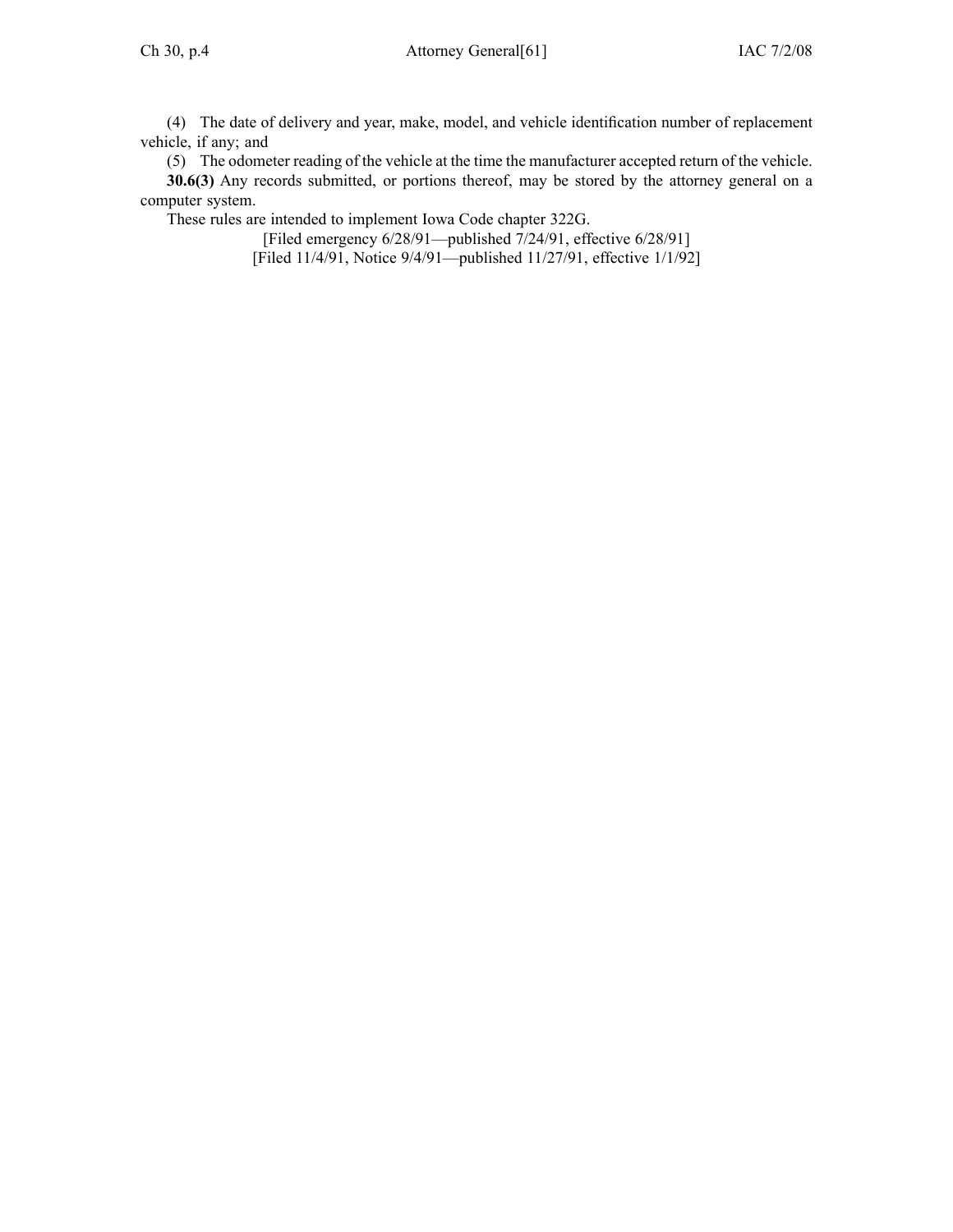(4) The date of delivery and year, make, model, and vehicle identification number of replacement vehicle, if any; and

(5) The odometer reading of the vehicle at the time the manufacturer accepted return of the vehicle.

**30.6(3)** Any records submitted, or portions thereof, may be stored by the attorney general on a computer system.

These rules are intended to implement Iowa Code chapter 322G.

[Filed emergency 6/28/91—published 7/24/91, effective 6/28/91]

[Filed 11/4/91, Notice 9/4/91—published 11/27/91, effective 1/1/92]